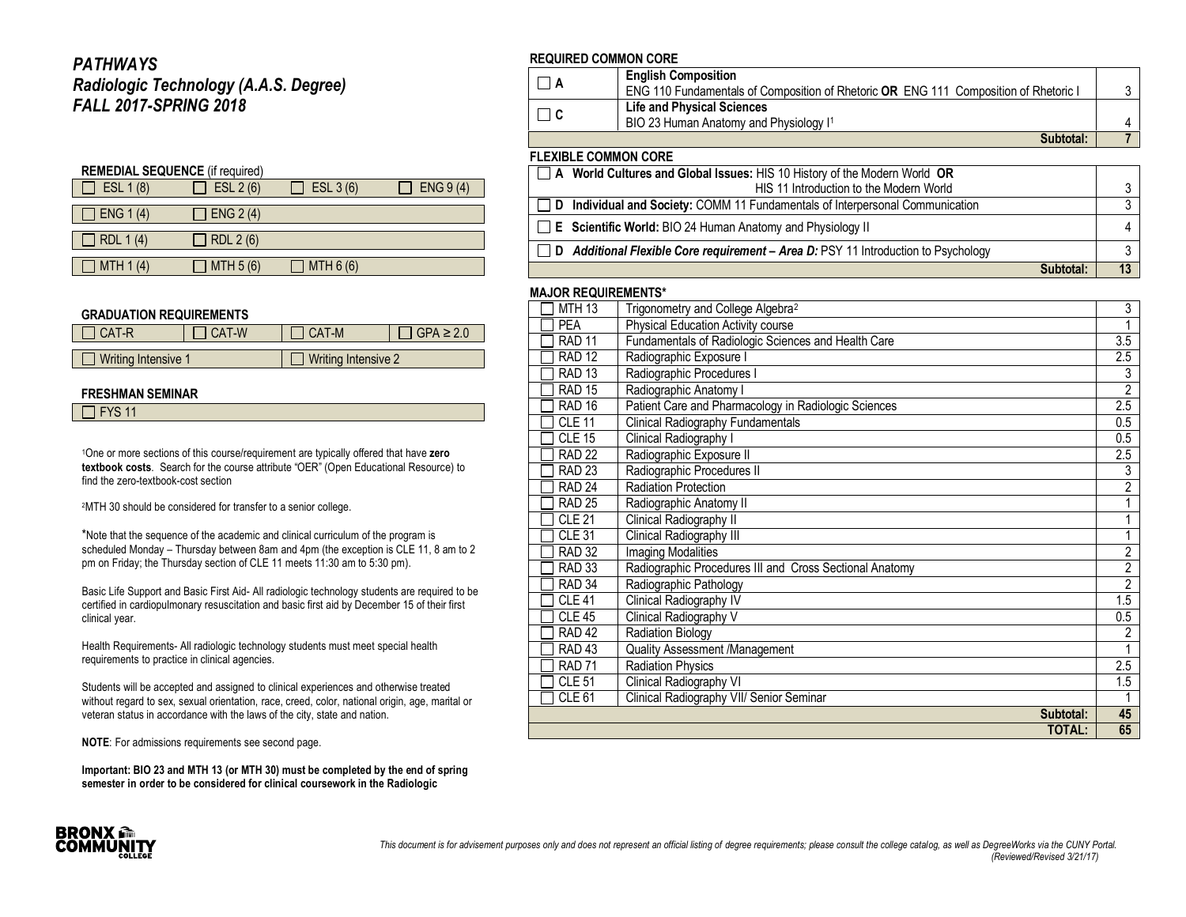# *PATHWAYS*
## *Radiologic Technology (A.A.S. Degree)*
## *FALL 2017-SPRING 2018*

### REMEDIAL SEQUENCE (if required)

| | | | |
|---|---|---|---|
| ☐ ESL 1 (8) | ☐ ESL 2 (6) | ☐ ESL 3 (6) | ☐ ENG 9 (4) |
| ☐ ENG 1 (4) | ☐ ENG 2 (4) | | |
| ☐ RDL 1 (4) | ☐ RDL 2 (6) | | |
| ☐ MTH 1 (4) | ☐ MTH 5 (6) | ☐ MTH 6 (6) | |

### GRADUATION REQUIREMENTS

| | | | |
|---|---|---|---|
| ☐ CAT-R | ☐ CAT-W | ☐ CAT-M | ☐ GPA ≥ 2.0 |
| ☐ Writing Intensive 1 | | ☐ Writing Intensive 2 | |

### FRESHMAN SEMINAR

☐ FYS 11

[1]One or more sections of this course/requirement are typically offered that have **zero textbook costs**. Search for the course attribute "OER" (Open Educational Resource) to find the zero-textbook-cost section

[2]MTH 30 should be considered for transfer to a senior college.

*Note that the sequence of the academic and clinical curriculum of the program is scheduled Monday – Thursday between 8am and 4pm (the exception is CLE 11, 8 am to 2 pm on Friday; the Thursday section of CLE 11 meets 11:30 am to 5:30 pm).

Basic Life Support and Basic First Aid- All radiologic technology students are required to be certified in cardiopulmonary resuscitation and basic first aid by December 15 of their first clinical year.

Health Requirements- All radiologic technology students must meet special health requirements to practice in clinical agencies.

Students will be accepted and assigned to clinical experiences and otherwise treated without regard to sex, sexual orientation, race, creed, color, national origin, age, marital or veteran status in accordance with the laws of the city, state and nation.

**NOTE**: For admissions requirements see second page.

**Important: BIO 23 and MTH 13 (or MTH 30) must be completed by the end of spring semester in order to be considered for clinical coursework in the Radiologic**

### REQUIRED COMMON CORE

| | | |
|---|---|---|
| ☐ **A** | **English Composition** ENG 110 Fundamentals of Composition of Rhetoric **OR** ENG 111 Composition of Rhetoric I | 3 |
| ☐ **C** | **Life and Physical Sciences** BIO 23 Human Anatomy and Physiology I[1] | 4 |
| | **Subtotal:** | **7** |

### FLEXIBLE COMMON CORE

| | |
|---|---|
| ☐ **A World Cultures and Global Issues:** HIS 10 History of the Modern World **OR** HIS 11 Introduction to the Modern World | 3 |
| ☐ **D Individual and Society:** COMM 11 Fundamentals of Interpersonal Communication | 3 |
| ☐ **E Scientific World:** BIO 24 Human Anatomy and Physiology II | 4 |
| ☐ **D** ***Additional Flexible Core requirement – Area D:*** PSY 11 Introduction to Psychology | 3 |
| **Subtotal:** | **13** |

### MAJOR REQUIREMENTS*

| | | |
|---|---|---|
| ☐ MTH 13 | Trigonometry and College Algebra[2] | 3 |
| ☐ PEA | Physical Education Activity course | 1 |
| ☐ RAD 11 | Fundamentals of Radiologic Sciences and Health Care | 3.5 |
| ☐ RAD 12 | Radiographic Exposure I | 2.5 |
| ☐ RAD 13 | Radiographic Procedures I | 3 |
| ☐ RAD 15 | Radiographic Anatomy I | 2 |
| ☐ RAD 16 | Patient Care and Pharmacology in Radiologic Sciences | 2.5 |
| ☐ CLE 11 | Clinical Radiography Fundamentals | 0.5 |
| ☐ CLE 15 | Clinical Radiography I | 0.5 |
| ☐ RAD 22 | Radiographic Exposure II | 2.5 |
| ☐ RAD 23 | Radiographic Procedures II | 3 |
| ☐ RAD 24 | Radiation Protection | 2 |
| ☐ RAD 25 | Radiographic Anatomy II | 1 |
| ☐ CLE 21 | Clinical Radiography II | 1 |
| ☐ CLE 31 | Clinical Radiography III | 1 |
| ☐ RAD 32 | Imaging Modalities | 2 |
| ☐ RAD 33 | Radiographic Procedures III and Cross Sectional Anatomy | 2 |
| ☐ RAD 34 | Radiographic Pathology | 2 |
| ☐ CLE 41 | Clinical Radiography IV | 1.5 |
| ☐ CLE 45 | Clinical Radiography V | 0.5 |
| ☐ RAD 42 | Radiation Biology | 2 |
| ☐ RAD 43 | Quality Assessment /Management | 1 |
| ☐ RAD 71 | Radiation Physics | 2.5 |
| ☐ CLE 51 | Clinical Radiography VI | 1.5 |
| ☐ CLE 61 | Clinical Radiography VII/ Senior Seminar | 1 |
| | **Subtotal:** | **45** |
| | **TOTAL:** | **65** |

*This document is for advisement purposes only and does not represent an official listing of degree requirements; please consult the college catalog, as well as DegreeWorks via the CUNY Portal. (Reviewed/Revised 3/21/17)*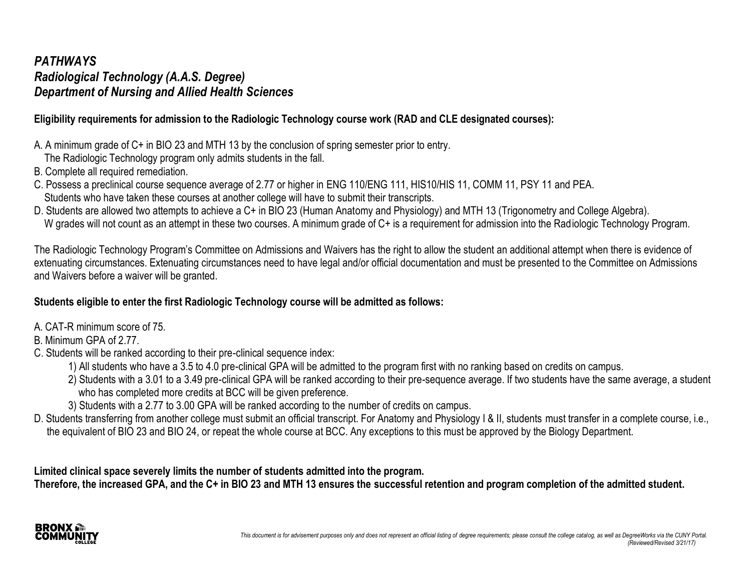## *PATHWAYS*
## *Radiological Technology (A.A.S. Degree)*
## *Department of Nursing and Allied Health Sciences*

**Eligibility requirements for admission to the Radiologic Technology course work (RAD and CLE designated courses):**

A. A minimum grade of C+ in BIO 23 and MTH 13 by the conclusion of spring semester prior to entry.
The Radiologic Technology program only admits students in the fall.

B. Complete all required remediation.

C. Possess a preclinical course sequence average of 2.77 or higher in ENG 110/ENG 111, HIS10/HIS 11, COMM 11, PSY 11 and PEA.
Students who have taken these courses at another college will have to submit their transcripts.

D. Students are allowed two attempts to achieve a C+ in BIO 23 (Human Anatomy and Physiology) and MTH 13 (Trigonometry and College Algebra).
W grades will not count as an attempt in these two courses. A minimum grade of C+ is a requirement for admission into the Radiologic Technology Program.

The Radiologic Technology Program's Committee on Admissions and Waivers has the right to allow the student an additional attempt when there is evidence of extenuating circumstances. Extenuating circumstances need to have legal and/or official documentation and must be presented to the Committee on Admissions and Waivers before a waiver will be granted.

**Students eligible to enter the first Radiologic Technology course will be admitted as follows:**

A. CAT-R minimum score of 75.

B. Minimum GPA of 2.77.

C. Students will be ranked according to their pre-clinical sequence index:

1) All students who have a 3.5 to 4.0 pre-clinical GPA will be admitted to the program first with no ranking based on credits on campus.
2) Students with a 3.01 to a 3.49 pre-clinical GPA will be ranked according to their pre-sequence average. If two students have the same average, a student who has completed more credits at BCC will be given preference.
3) Students with a 2.77 to 3.00 GPA will be ranked according to the number of credits on campus.

D. Students transferring from another college must submit an official transcript. For Anatomy and Physiology I & II, students must transfer in a complete course, i.e., the equivalent of BIO 23 and BIO 24, or repeat the whole course at BCC. Any exceptions to this must be approved by the Biology Department.

**Limited clinical space severely limits the number of students admitted into the program.**
**Therefore, the increased GPA, and the C+ in BIO 23 and MTH 13 ensures the successful retention and program completion of the admitted student.**

*This document is for advisement purposes only and does not represent an official listing of degree requirements; please consult the college catalog, as well as DegreeWorks via the CUNY Portal.*
*(Reviewed/Revised 3/21/17)*